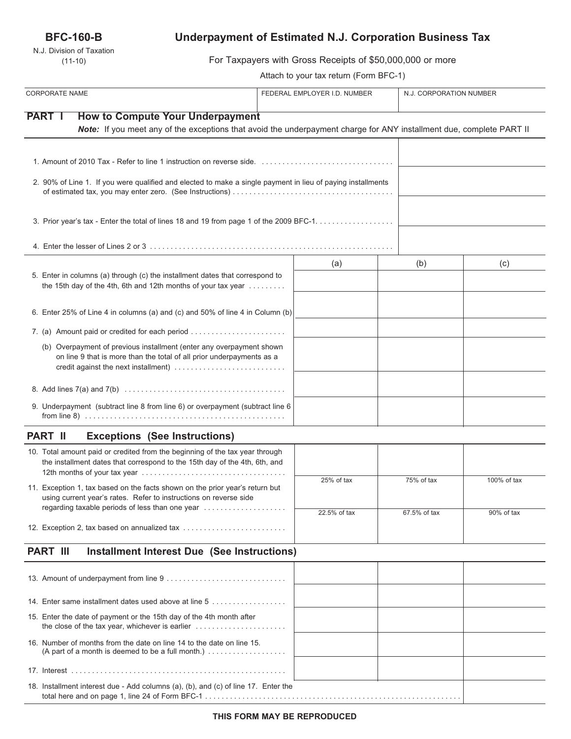**BFC-160-B**

N.J. Division of Taxation
(11-10)

# Underpayment of Estimated N.J. Corporation Business Tax

For Taxpayers with Gross Receipts of $50,000,000 or more

Attach to your tax return (Form BFC-1)

| CORPORATE NAME | FEDERAL EMPLOYER I.D. NUMBER | N.J. CORPORATION NUMBER |
|---|---|---|
| | | |

## PART I How to Compute Your Underpayment

***Note:*** *If you meet any of the exceptions that avoid the underpayment charge for ANY installment due, complete PART II*

| | |
|---|---|
| 1. Amount of 2010 Tax - Refer to line 1 instruction on reverse side. | |
| 2. 90% of Line 1. If you were qualified and elected to make a single payment in lieu of paying installments of estimated tax, you may enter zero. (See Instructions) | |
| 3. Prior year's tax - Enter the total of lines 18 and 19 from page 1 of the 2009 BFC-1. | |
| 4. Enter the lesser of Lines 2 or 3 | |

| | (a) | (b) | (c) |
|---|---|---|---|
| 5. Enter in columns (a) through (c) the installment dates that correspond to the 15th day of the 4th, 6th and 12th months of your tax year | | | |
| 6. Enter 25% of Line 4 in columns (a) and (c) and 50% of line 4 in Column (b) | | | |
| 7. (a) Amount paid or credited for each period | | | |
| (b) Overpayment of previous installment (enter any overpayment shown on line 9 that is more than the total of all prior underpayments as a credit against the next installment) | | | |
| 8. Add lines 7(a) and 7(b) | | | |
| 9. Underpayment (subtract line 8 from line 6) or overpayment (subtract line 6 from line 8) | | | |

## PART II Exceptions (See Instructions)

| | (a) | (b) | (c) |
|---|---|---|---|
| 10. Total amount paid or credited from the beginning of the tax year through the installment dates that correspond to the 15th day of the 4th, 6th, and 12th months of your tax year | | | |
| 11. Exception 1, tax based on the facts shown on the prior year's return but using current year's rates. Refer to instructions on reverse side regarding taxable periods of less than one year | 25% of tax | 75% of tax | 100% of tax |
| 12. Exception 2, tax based on annualized tax | 22.5% of tax | 67.5% of tax | 90% of tax |

## PART III Installment Interest Due (See Instructions)

| | (a) | (b) | (c) |
|---|---|---|---|
| 13. Amount of underpayment from line 9 | | | |
| 14. Enter same installment dates used above at line 5 | | | |
| 15. Enter the date of payment or the 15th day of the 4th month after the close of the tax year, whichever is earlier | | | |
| 16. Number of months from the date on line 14 to the date on line 15. (A part of a month is deemed to be a full month.) | | | |
| 17. Interest | | | |
| 18. Installment interest due - Add columns (a), (b), and (c) of line 17. Enter the total here and on page 1, line 24 of Form BFC-1 | | | |

**THIS FORM MAY BE REPRODUCED**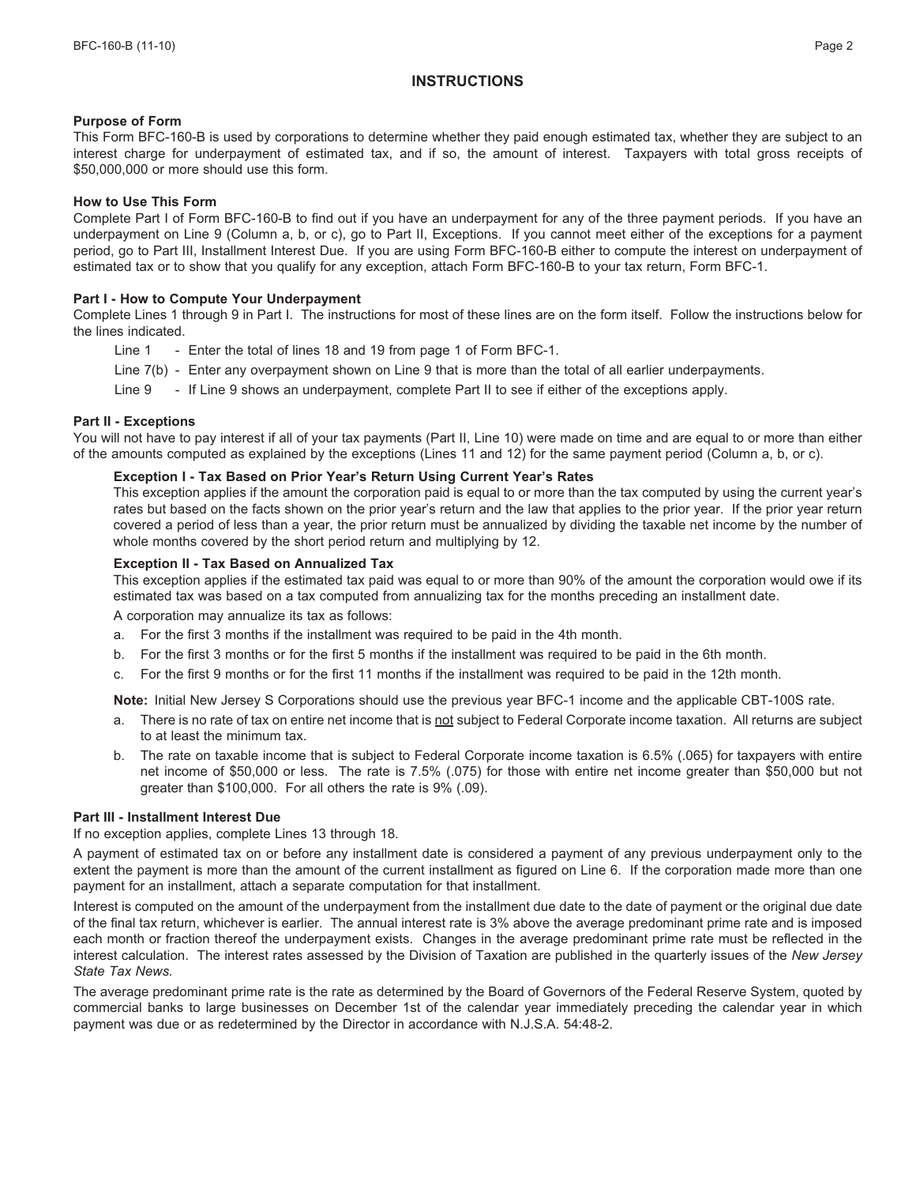## INSTRUCTIONS

### Purpose of Form

This Form BFC-160-B is used by corporations to determine whether they paid enough estimated tax, whether they are subject to an interest charge for underpayment of estimated tax, and if so, the amount of interest. Taxpayers with total gross receipts of $50,000,000 or more should use this form.

### How to Use This Form

Complete Part I of Form BFC-160-B to find out if you have an underpayment for any of the three payment periods. If you have an underpayment on Line 9 (Column a, b, or c), go to Part II, Exceptions. If you cannot meet either of the exceptions for a payment period, go to Part III, Installment Interest Due. If you are using Form BFC-160-B either to compute the interest on underpayment of estimated tax or to show that you qualify for any exception, attach Form BFC-160-B to your tax return, Form BFC-1.

### Part I - How to Compute Your Underpayment

Complete Lines 1 through 9 in Part I. The instructions for most of these lines are on the form itself. Follow the instructions below for the lines indicated.

- Line 1 - Enter the total of lines 18 and 19 from page 1 of Form BFC-1.
- Line 7(b) - Enter any overpayment shown on Line 9 that is more than the total of all earlier underpayments.
- Line 9 - If Line 9 shows an underpayment, complete Part II to see if either of the exceptions apply.

### Part II - Exceptions

You will not have to pay interest if all of your tax payments (Part II, Line 10) were made on time and are equal to or more than either of the amounts computed as explained by the exceptions (Lines 11 and 12) for the same payment period (Column a, b, or c).

**Exception I - Tax Based on Prior Year's Return Using Current Year's Rates**

This exception applies if the amount the corporation paid is equal to or more than the tax computed by using the current year's rates but based on the facts shown on the prior year's return and the law that applies to the prior year. If the prior year return covered a period of less than a year, the prior return must be annualized by dividing the taxable net income by the number of whole months covered by the short period return and multiplying by 12.

**Exception II - Tax Based on Annualized Tax**

This exception applies if the estimated tax paid was equal to or more than 90% of the amount the corporation would owe if its estimated tax was based on a tax computed from annualizing tax for the months preceding an installment date.

A corporation may annualize its tax as follows:

a. For the first 3 months if the installment was required to be paid in the 4th month.
b. For the first 3 months or for the first 5 months if the installment was required to be paid in the 6th month.
c. For the first 9 months or for the first 11 months if the installment was required to be paid in the 12th month.

**Note:** Initial New Jersey S Corporations should use the previous year BFC-1 income and the applicable CBT-100S rate.

a. There is no rate of tax on entire net income that is not subject to Federal Corporate income taxation. All returns are subject to at least the minimum tax.
b. The rate on taxable income that is subject to Federal Corporate income taxation is 6.5% (.065) for taxpayers with entire net income of $50,000 or less. The rate is 7.5% (.075) for those with entire net income greater than $50,000 but not greater than $100,000. For all others the rate is 9% (.09).

### Part III - Installment Interest Due

If no exception applies, complete Lines 13 through 18.

A payment of estimated tax on or before any installment date is considered a payment of any previous underpayment only to the extent the payment is more than the amount of the current installment as figured on Line 6. If the corporation made more than one payment for an installment, attach a separate computation for that installment.

Interest is computed on the amount of the underpayment from the installment due date to the date of payment or the original due date of the final tax return, whichever is earlier. The annual interest rate is 3% above the average predominant prime rate and is imposed each month or fraction thereof the underpayment exists. Changes in the average predominant prime rate must be reflected in the interest calculation. The interest rates assessed by the Division of Taxation are published in the quarterly issues of the *New Jersey State Tax News.*

The average predominant prime rate is the rate as determined by the Board of Governors of the Federal Reserve System, quoted by commercial banks to large businesses on December 1st of the calendar year immediately preceding the calendar year in which payment was due or as redetermined by the Director in accordance with N.J.S.A. 54:48-2.